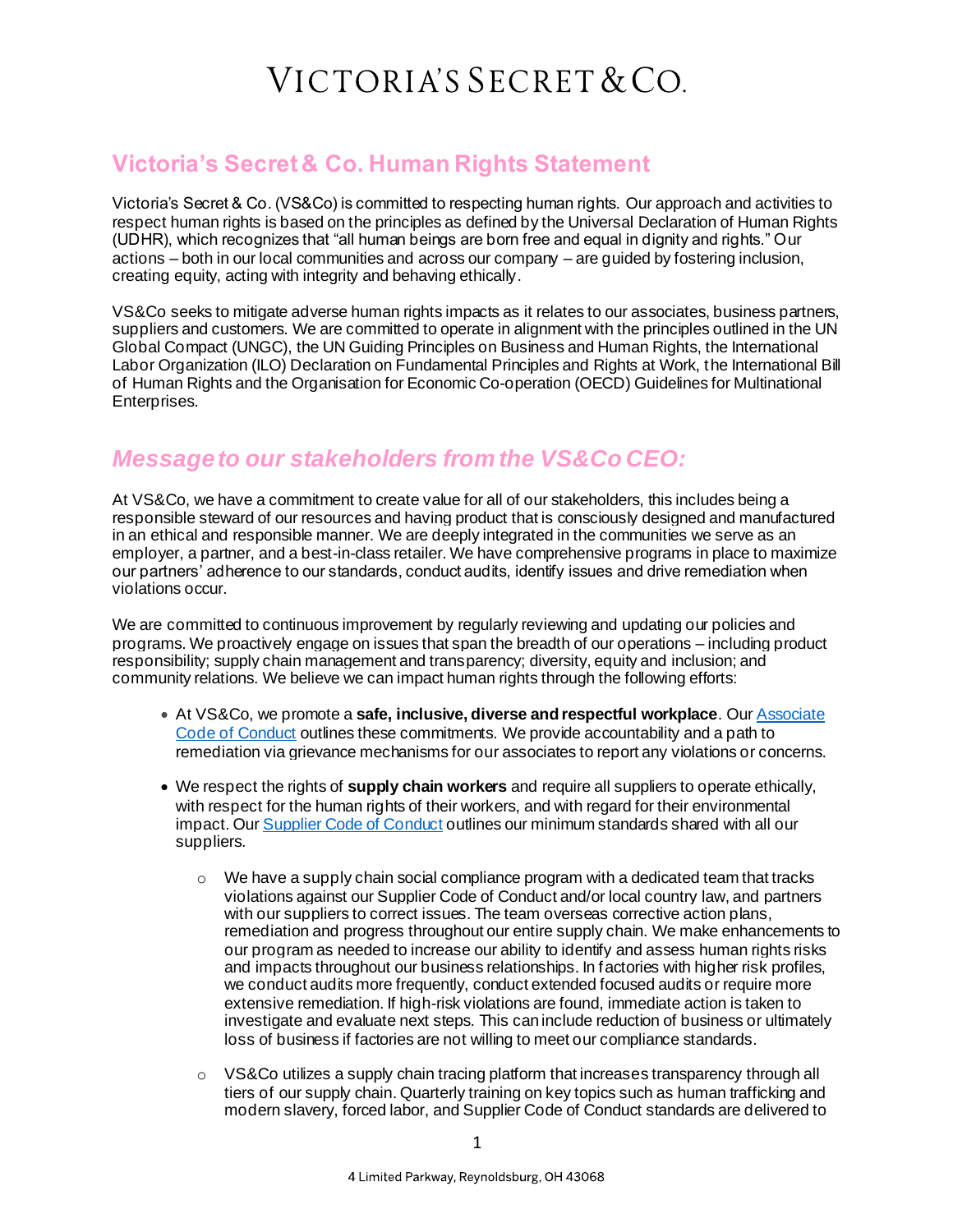# VICTORIA'S SECRET & CO.

## Victoria's Secret & Co. Human Rights Statement

Victoria's Secret & Co. (VS&Co) is committed to respecting human rights. Our approach and activities to respect human rights is based on the principles as defined by the Universal Declaration of Human Rights (UDHR), which recognizes that "all human beings are born free and equal in dignity and rights." Our actions – both in our local communities and across our company – are guided by fostering inclusion, creating equity, acting with integrity and behaving ethically.

VS&Co seeks to mitigate adverse human rights impacts as it relates to our associates, business partners, suppliers and customers. We are committed to operate in alignment with the principles outlined in the UN Global Compact (UNGC), the UN Guiding Principles on Business and Human Rights, the International Labor Organization (ILO) Declaration on Fundamental Principles and Rights at Work, the International Bill of Human Rights and the Organisation for Economic Co-operation (OECD) Guidelines for Multinational Enterprises.

## *Message to our stakeholders from the VS&Co CEO:*

At VS&Co, we have a commitment to create value for all of our stakeholders, this includes being a responsible steward of our resources and having product that is consciously designed and manufactured in an ethical and responsible manner. We are deeply integrated in the communities we serve as an employer, a partner, and a best-in-class retailer. We have comprehensive programs in place to maximize our partners' adherence to our standards, conduct audits, identify issues and drive remediation when violations occur.

We are committed to continuous improvement by regularly reviewing and updating our policies and programs. We proactively engage on issues that span the breadth of our operations – including product responsibility; supply chain management and transparency; diversity, equity and inclusion; and community relations. We believe we can impact human rights through the following efforts:

- At VS&Co, we promote a **safe, inclusive, diverse and respectful workplace**. Our Associate Code of Conduct outlines these commitments. We provide accountability and a path to remediation via grievance mechanisms for our associates to report any violations or concerns.
- We respect the rights of **supply chain workers** and require all suppliers to operate ethically, with respect for the human rights of their workers, and with regard for their environmental impact. Our Supplier Code of Conduct outlines our minimum standards shared with all our suppliers.
  - We have a supply chain social compliance program with a dedicated team that tracks violations against our Supplier Code of Conduct and/or local country law, and partners with our suppliers to correct issues. The team overseas corrective action plans, remediation and progress throughout our entire supply chain. We make enhancements to our program as needed to increase our ability to identify and assess human rights risks and impacts throughout our business relationships. In factories with higher risk profiles, we conduct audits more frequently, conduct extended focused audits or require more extensive remediation. If high-risk violations are found, immediate action is taken to investigate and evaluate next steps. This can include reduction of business or ultimately loss of business if factories are not willing to meet our compliance standards.
  - VS&Co utilizes a supply chain tracing platform that increases transparency through all tiers of our supply chain. Quarterly training on key topics such as human trafficking and modern slavery, forced labor, and Supplier Code of Conduct standards are delivered to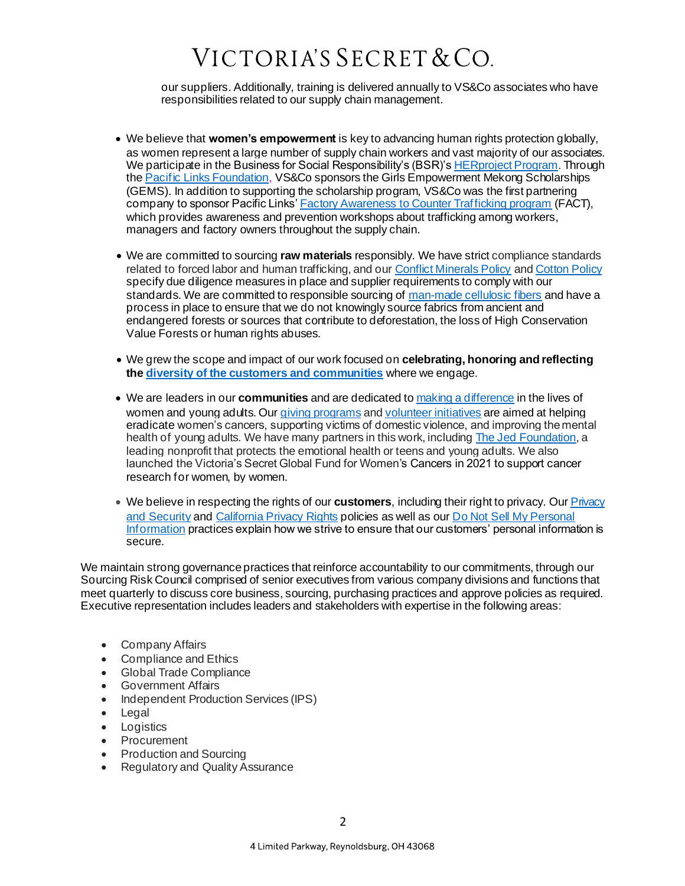our suppliers. Additionally, training is delivered annually to VS&Co associates who have responsibilities related to our supply chain management.

- We believe that **women's empowerment** is key to advancing human rights protection globally, as women represent a large number of supply chain workers and vast majority of our associates. We participate in the Business for Social Responsibility's (BSR)'s HERproject Program. Through the Pacific Links Foundation, VS&Co sponsors the Girls Empowerment Mekong Scholarships (GEMS). In addition to supporting the scholarship program, VS&Co was the first partnering company to sponsor Pacific Links' Factory Awareness to Counter Trafficking program (FACT), which provides awareness and prevention workshops about trafficking among workers, managers and factory owners throughout the supply chain.

- We are committed to sourcing **raw materials** responsibly. We have strict compliance standards related to forced labor and human trafficking, and our Conflict Minerals Policy and Cotton Policy specify due diligence measures in place and supplier requirements to comply with our standards. We are committed to responsible sourcing of man-made cellulosic fibers and have a process in place to ensure that we do not knowingly source fabrics from ancient and endangered forests or sources that contribute to deforestation, the loss of High Conservation Value Forests or human rights abuses.

- We grew the scope and impact of our work focused on **celebrating, honoring and reflecting the diversity of the customers and communities** where we engage.

- We are leaders in our **communities** and are dedicated to making a difference in the lives of women and young adults. Our giving programs and volunteer initiatives are aimed at helping eradicate women's cancers, supporting victims of domestic violence, and improving the mental health of young adults. We have many partners in this work, including The Jed Foundation, a leading nonprofit that protects the emotional health or teens and young adults. We also launched the Victoria's Secret Global Fund for Women's Cancers in 2021 to support cancer research for women, by women.

- We believe in respecting the rights of our **customers**, including their right to privacy. Our Privacy and Security and California Privacy Rights policies as well as our Do Not Sell My Personal Information practices explain how we strive to ensure that our customers' personal information is secure.

We maintain strong governance practices that reinforce accountability to our commitments, through our Sourcing Risk Council comprised of senior executives from various company divisions and functions that meet quarterly to discuss core business, sourcing, purchasing practices and approve policies as required. Executive representation includes leaders and stakeholders with expertise in the following areas:

- Company Affairs
- Compliance and Ethics
- Global Trade Compliance
- Government Affairs
- Independent Production Services (IPS)
- Legal
- Logistics
- Procurement
- Production and Sourcing
- Regulatory and Quality Assurance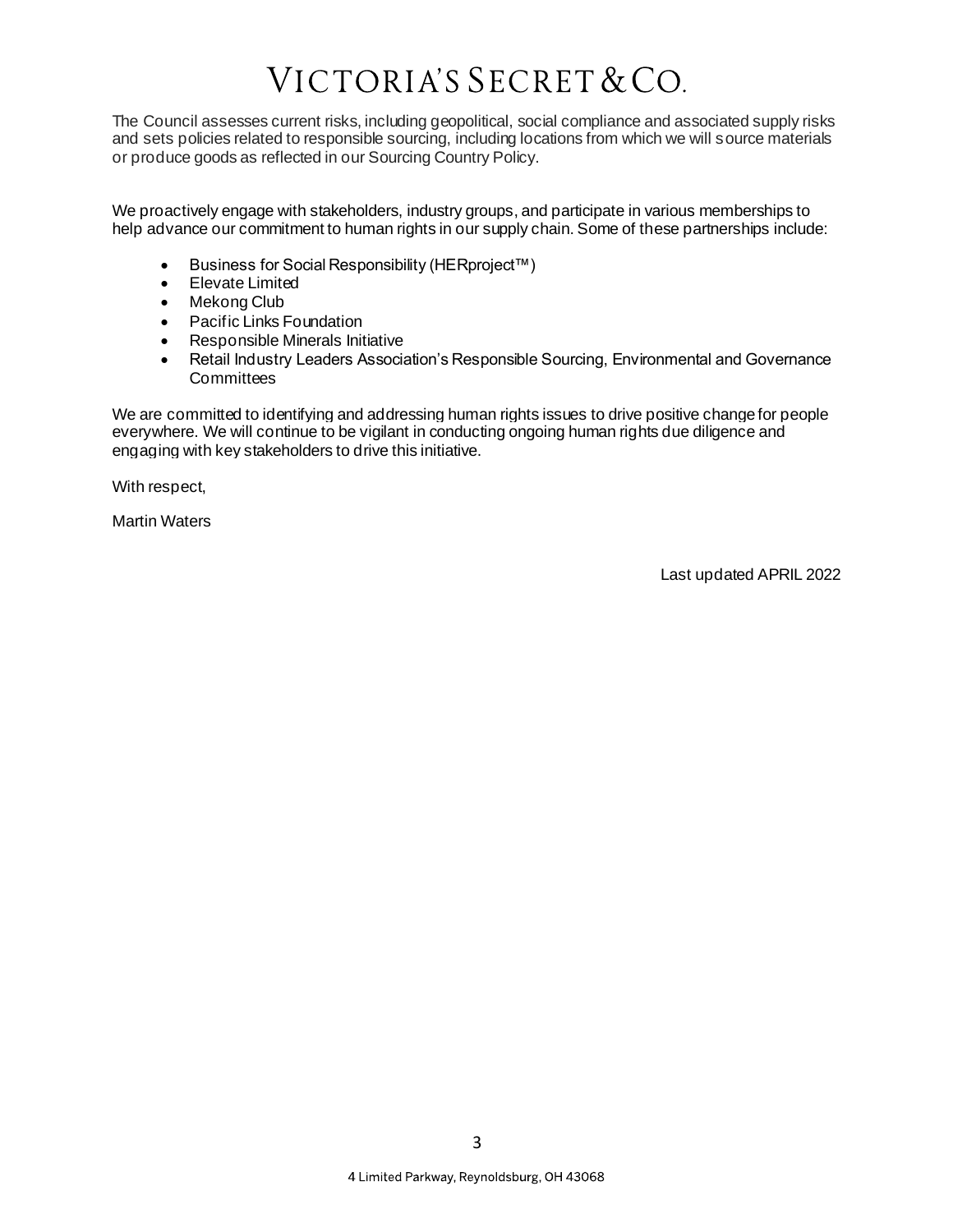The Council assesses current risks, including geopolitical, social compliance and associated supply risks and sets policies related to responsible sourcing, including locations from which we will source materials or produce goods as reflected in our Sourcing Country Policy.

We proactively engage with stakeholders, industry groups, and participate in various memberships to help advance our commitment to human rights in our supply chain. Some of these partnerships include:

- Business for Social Responsibility (HERproject™)
- Elevate Limited
- Mekong Club
- Pacific Links Foundation
- Responsible Minerals Initiative
- Retail Industry Leaders Association's Responsible Sourcing, Environmental and Governance Committees

We are committed to identifying and addressing human rights issues to drive positive change for people everywhere. We will continue to be vigilant in conducting ongoing human rights due diligence and engaging with key stakeholders to drive this initiative.

With respect,

Martin Waters

Last updated APRIL 2022